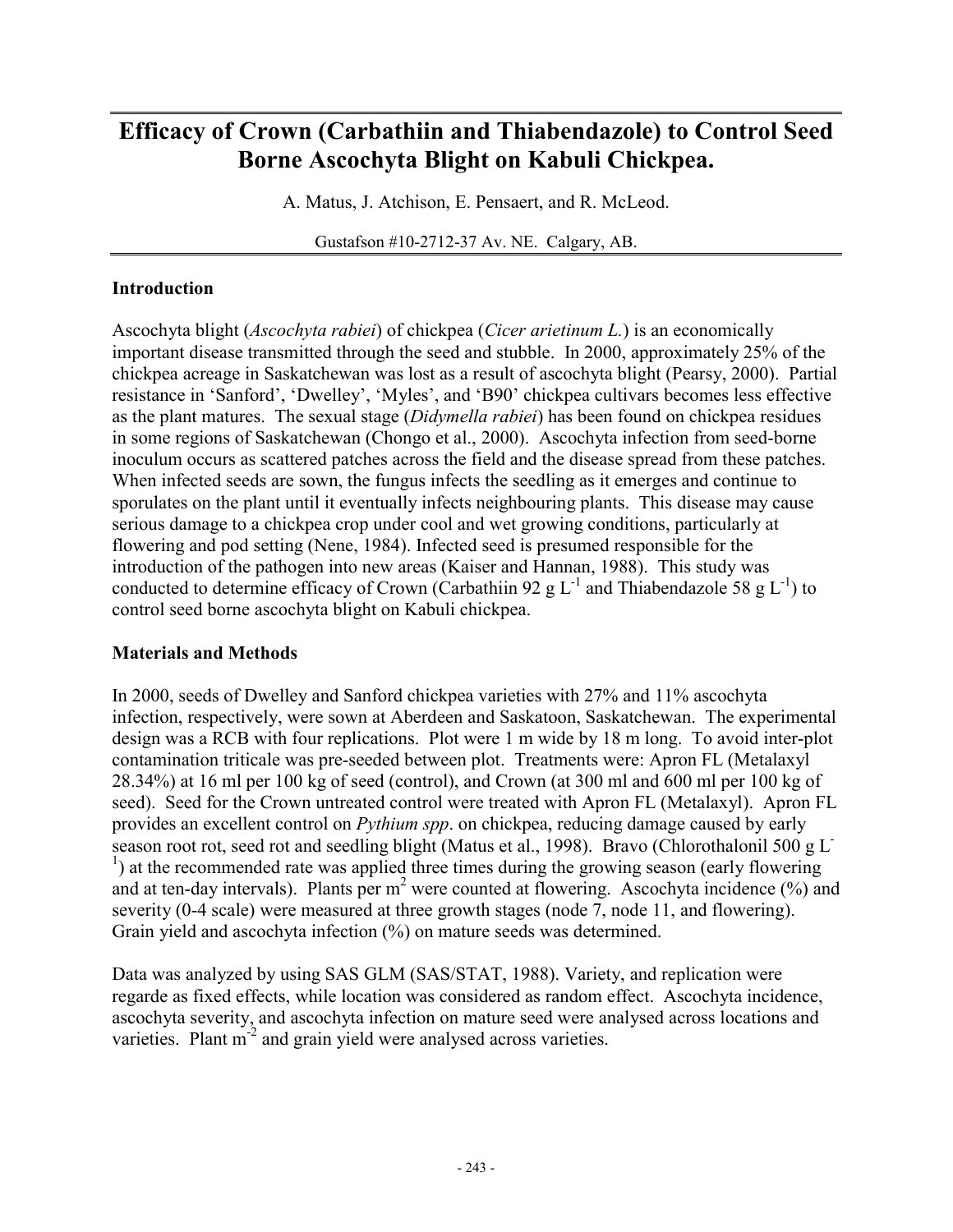# Efficacy of Crown (Carbathiin and Thiabendazole) to Control Seed Borne Ascochyta Blight on Kabuli Chickpea.

A. Matus, J. Atchison, E. Pensaert, and R. McLeod.

Gustafson #10-2712-37 Av. NE. Calgary, AB.

## Introduction

Ascochyta blight (*Ascochyta rabiei*) of chickpea (*Cicer arietinum L.*) is an economically important disease transmitted through the seed and stubble. In 2000, approximately 25% of the chickpea acreage in Saskatchewan was lost as a result of ascochyta blight (Pearsy, 2000). Partial resistance in 'Sanford', 'Dwelley', 'Myles', and 'B90' chickpea cultivars becomes less effective as the plant matures. The sexual stage (*Didymella rabiei*) has been found on chickpea residues in some regions of Saskatchewan (Chongo et al., 2000). Ascochyta infection from seed-borne inoculum occurs as scattered patches across the field and the disease spread from these patches. When infected seeds are sown, the fungus infects the seedling as it emerges and continue to sporulates on the plant until it eventually infects neighbouring plants. This disease may cause serious damage to a chickpea crop under cool and wet growing conditions, particularly at flowering and pod setting (Nene, 1984). Infected seed is presumed responsible for the introduction of the pathogen into new areas (Kaiser and Hannan, 1988). This study was conducted to determine efficacy of Crown (Carbathiin 92 g $L^{-1}$ and Thiabendazole 58 g $L^{-1}$) to control seed borne ascochyta blight on Kabuli chickpea.

## Materials and Methods

In 2000, seeds of Dwelley and Sanford chickpea varieties with 27% and 11% ascochyta infection, respectively, were sown at Aberdeen and Saskatoon, Saskatchewan. The experimental design was a RCB with four replications. Plot were 1 m wide by 18 m long. To avoid inter-plot contamination triticale was pre-seeded between plot. Treatments were: Apron FL (Metalaxyl 28.34%) at 16 ml per 100 kg of seed (control), and Crown (at 300 ml and 600 ml per 100 kg of seed). Seed for the Crown untreated control were treated with Apron FL (Metalaxyl). Apron FL provides an excellent control on *Pythium spp*. on chickpea, reducing damage caused by early season root rot, seed rot and seedling blight (Matus et al., 1998). Bravo (Chlorothalonil 500 g $L^{-1}$) at the recommended rate was applied three times during the growing season (early flowering and at ten-day intervals). Plants per $m^2$ were counted at flowering. Ascochyta incidence (%) and severity (0-4 scale) were measured at three growth stages (node 7, node 11, and flowering). Grain yield and ascochyta infection (%) on mature seeds was determined.

Data was analyzed by using SAS GLM (SAS/STAT, 1988). Variety, and replication were regarde as fixed effects, while location was considered as random effect. Ascochyta incidence, ascochyta severity, and ascochyta infection on mature seed were analysed across locations and varieties. Plant $m^{-2}$ and grain yield were analysed across varieties.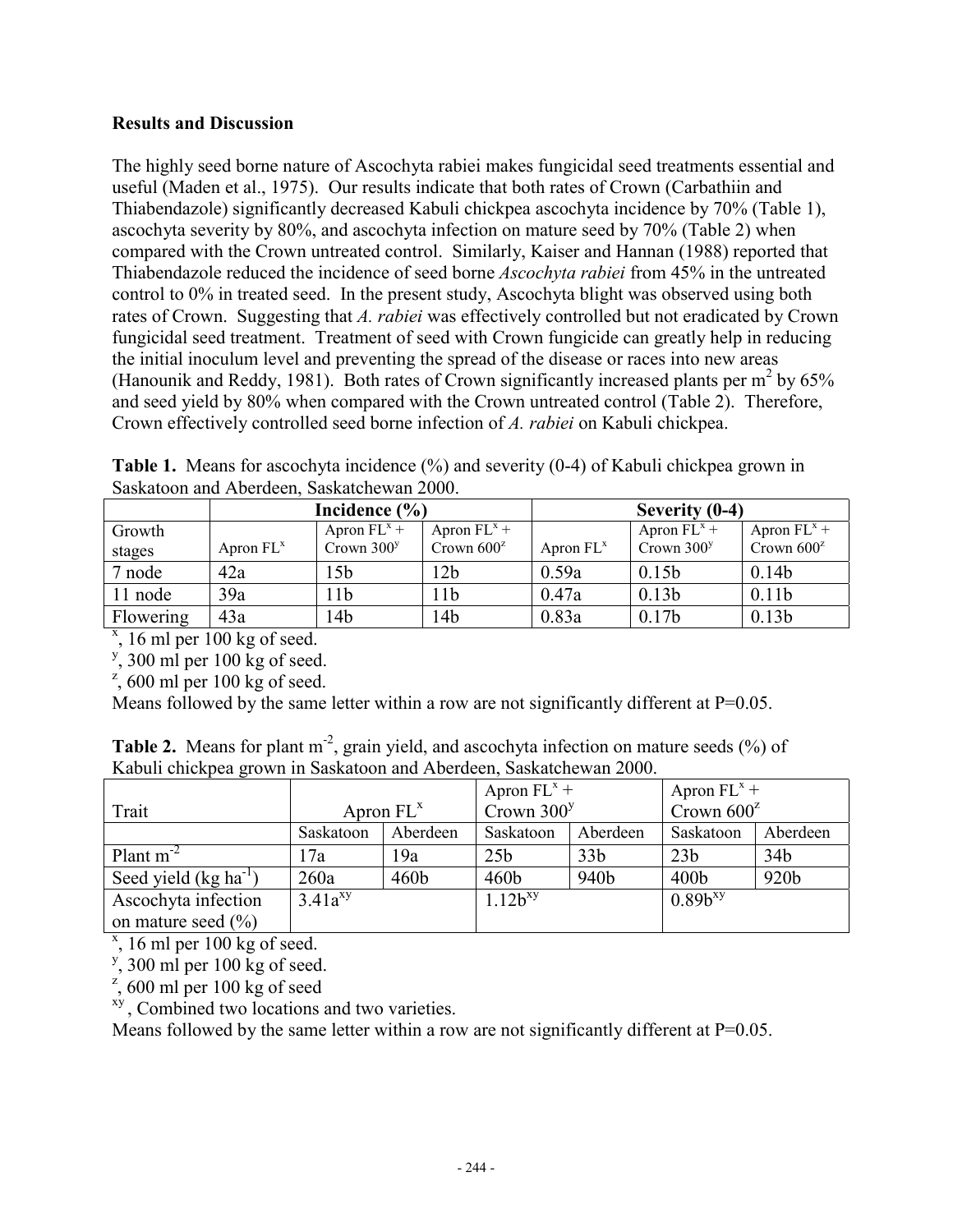## Results and Discussion

The highly seed borne nature of Ascochyta rabiei makes fungicidal seed treatments essential and useful (Maden et al., 1975). Our results indicate that both rates of Crown (Carbathiin and Thiabendazole) significantly decreased Kabuli chickpea ascochyta incidence by 70% (Table 1), ascochyta severity by 80%, and ascochyta infection on mature seed by 70% (Table 2) when compared with the Crown untreated control. Similarly, Kaiser and Hannan (1988) reported that Thiabendazole reduced the incidence of seed borne *Ascochyta rabiei* from 45% in the untreated control to 0% in treated seed. In the present study, Ascochyta blight was observed using both rates of Crown. Suggesting that *A. rabiei* was effectively controlled but not eradicated by Crown fungicidal seed treatment. Treatment of seed with Crown fungicide can greatly help in reducing the initial inoculum level and preventing the spread of the disease or races into new areas (Hanounik and Reddy, 1981). Both rates of Crown significantly increased plants per $m^2$ by 65% and seed yield by 80% when compared with the Crown untreated control (Table 2). Therefore, Crown effectively controlled seed borne infection of *A. rabiei* on Kabuli chickpea.

**Table 1.** Means for ascochyta incidence (%) and severity (0-4) of Kabuli chickpea grown in Saskatoon and Aberdeen, Saskatchewan 2000.

| | Incidence (%) | | | Severity (0-4) | | |
|---|---|---|---|---|---|---|
| Growth stages | Apron FL$^x$ | Apron FL$^x$ + Crown 300$^y$ | Apron FL$^x$ + Crown 600$^z$ | Apron FL$^x$ | Apron FL$^x$ + Crown 300$^y$ | Apron FL$^x$ + Crown 600$^z$ |
| 7 node | 42a | 15b | 12b | 0.59a | 0.15b | 0.14b |
| 11 node | 39a | 11b | 11b | 0.47a | 0.13b | 0.11b |
| Flowering | 43a | 14b | 14b | 0.83a | 0.17b | 0.13b |

$^x$, 16 ml per 100 kg of seed.
$^y$, 300 ml per 100 kg of seed.
$^z$, 600 ml per 100 kg of seed.
Means followed by the same letter within a row are not significantly different at P=0.05.

**Table 2.** Means for plant $m^{-2}$, grain yield, and ascochyta infection on mature seeds (%) of Kabuli chickpea grown in Saskatoon and Aberdeen, Saskatchewan 2000.

| Trait | Apron FL$^x$ | | Apron FL$^x$ + Crown 300$^y$ | | Apron FL$^x$ + Crown 600$^z$ | |
|---|---|---|---|---|---|---|
| | Saskatoon | Aberdeen | Saskatoon | Aberdeen | Saskatoon | Aberdeen |
| Plant $m^{-2}$ | 17a | 19a | 25b | 33b | 23b | 34b |
| Seed yield (kg $ha^{-1}$) | 260a | 460b | 460b | 940b | 400b | 920b |
| Ascochyta infection on mature seed (%) | 3.41a$^{xy}$ | | 1.12b$^{xy}$ | | 0.89b$^{xy}$ | |

$^x$, 16 ml per 100 kg of seed.
$^y$, 300 ml per 100 kg of seed.
$^z$, 600 ml per 100 kg of seed
$^{xy}$, Combined two locations and two varieties.
Means followed by the same letter within a row are not significantly different at P=0.05.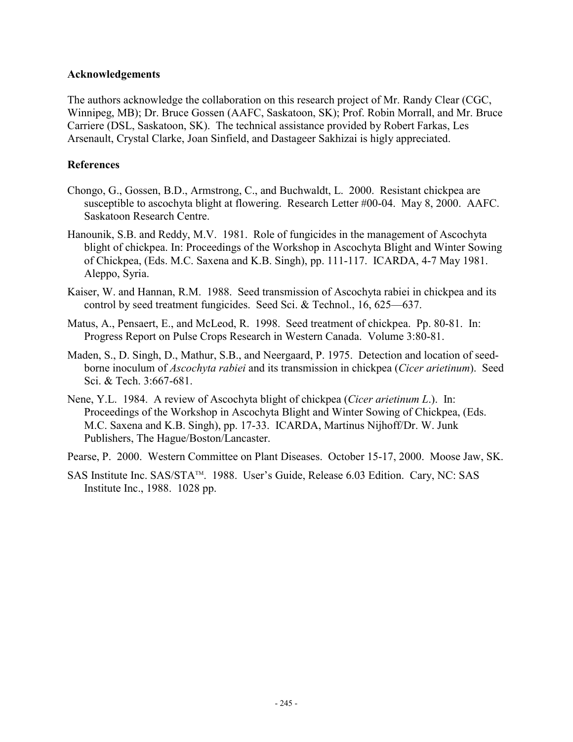## Acknowledgements

The authors acknowledge the collaboration on this research project of Mr. Randy Clear (CGC, Winnipeg, MB); Dr. Bruce Gossen (AAFC, Saskatoon, SK); Prof. Robin Morrall, and Mr. Bruce Carriere (DSL, Saskatoon, SK). The technical assistance provided by Robert Farkas, Les Arsenault, Crystal Clarke, Joan Sinfield, and Dastageer Sakhizai is higly appreciated.

## References

Chongo, G., Gossen, B.D., Armstrong, C., and Buchwaldt, L. 2000. Resistant chickpea are susceptible to ascochyta blight at flowering. Research Letter #00-04. May 8, 2000. AAFC. Saskatoon Research Centre.

Hanounik, S.B. and Reddy, M.V. 1981. Role of fungicides in the management of Ascochyta blight of chickpea. In: Proceedings of the Workshop in Ascochyta Blight and Winter Sowing of Chickpea, (Eds. M.C. Saxena and K.B. Singh), pp. 111-117. ICARDA, 4-7 May 1981. Aleppo, Syria.

Kaiser, W. and Hannan, R.M. 1988. Seed transmission of Ascochyta rabiei in chickpea and its control by seed treatment fungicides. Seed Sci. & Technol., 16, 625—637.

Matus, A., Pensaert, E., and McLeod, R. 1998. Seed treatment of chickpea. Pp. 80-81. In: Progress Report on Pulse Crops Research in Western Canada. Volume 3:80-81.

Maden, S., D. Singh, D., Mathur, S.B., and Neergaard, P. 1975. Detection and location of seed-borne inoculum of *Ascochyta rabiei* and its transmission in chickpea (*Cicer arietinum*). Seed Sci. & Tech. 3:667-681.

Nene, Y.L. 1984. A review of Ascochyta blight of chickpea (*Cicer arietinum L*.). In: Proceedings of the Workshop in Ascochyta Blight and Winter Sowing of Chickpea, (Eds. M.C. Saxena and K.B. Singh), pp. 17-33. ICARDA, Martinus Nijhoff/Dr. W. Junk Publishers, The Hague/Boston/Lancaster.

Pearse, P. 2000. Western Committee on Plant Diseases. October 15-17, 2000. Moose Jaw, SK.

SAS Institute Inc. SAS/STA™. 1988. User's Guide, Release 6.03 Edition. Cary, NC: SAS Institute Inc., 1988. 1028 pp.